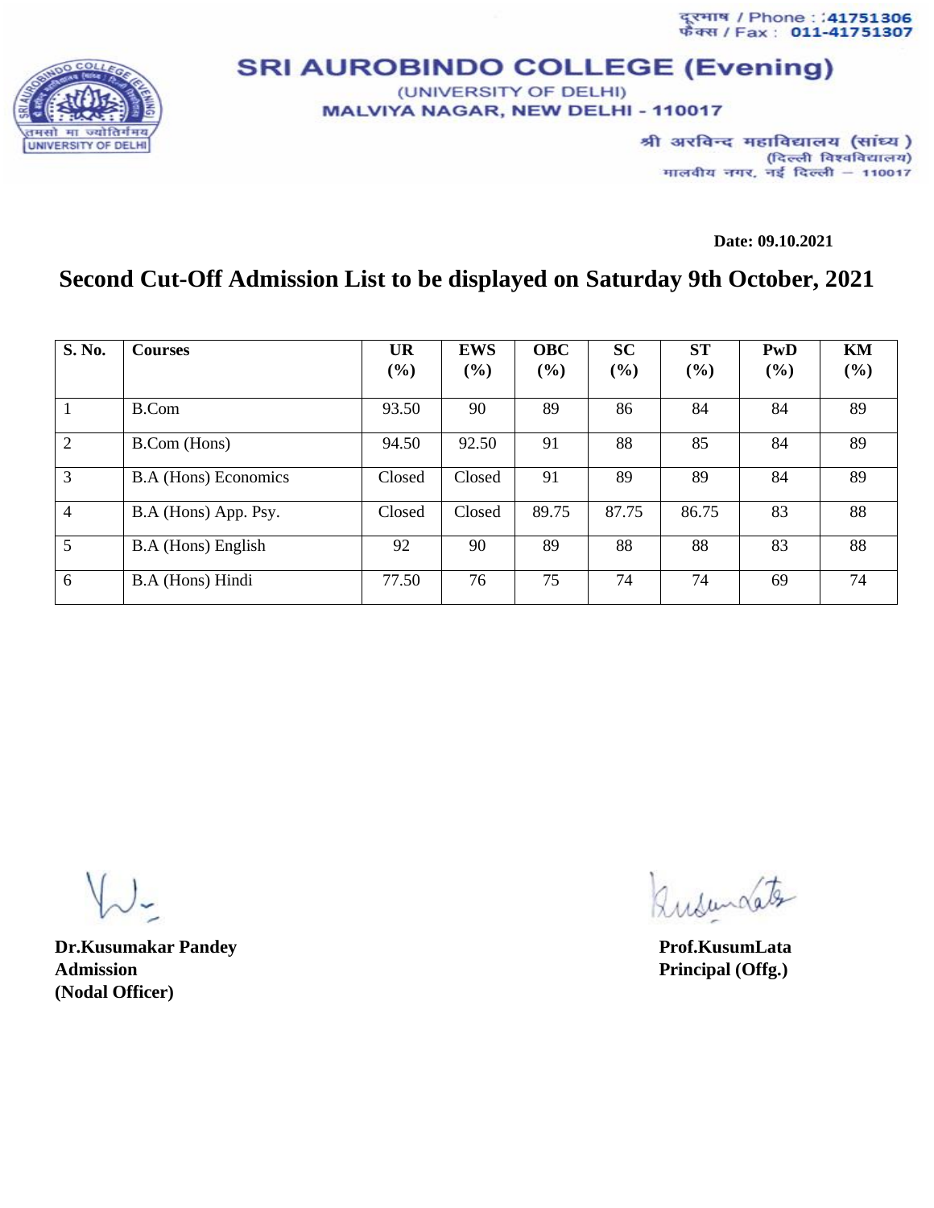दूरभाष / Phone : 41751306
फैक्स / Fax : 011-41751307

# SRI AUROBINDO COLLEGE (Evening)

(UNIVERSITY OF DELHI)
MALVIYA NAGAR, NEW DELHI - 110017

श्री अरविन्द महाविद्यालय (सांध्य)
(दिल्ली विश्वविद्यालय)
मालवीय नगर, नई दिल्ली – 110017

**Date: 09.10.2021**

## Second Cut-Off Admission List to be displayed on Saturday 9th October, 2021

| S. No. | Courses | UR (%) | EWS (%) | OBC (%) | SC (%) | ST (%) | PwD (%) | KM (%) |
|---|---|---|---|---|---|---|---|---|
| 1 | B.Com | 93.50 | 90 | 89 | 86 | 84 | 84 | 89 |
| 2 | B.Com (Hons) | 94.50 | 92.50 | 91 | 88 | 85 | 84 | 89 |
| 3 | B.A (Hons) Economics | Closed | Closed | 91 | 89 | 89 | 84 | 89 |
| 4 | B.A (Hons) App. Psy. | Closed | Closed | 89.75 | 87.75 | 86.75 | 83 | 88 |
| 5 | B.A (Hons) English | 92 | 90 | 89 | 88 | 88 | 83 | 88 |
| 6 | B.A (Hons) Hindi | 77.50 | 76 | 75 | 74 | 74 | 69 | 74 |

**Dr.Kusumakar Pandey**
**Admission**
**(Nodal Officer)**

**Prof.KusumLata**
**Principal (Offg.)**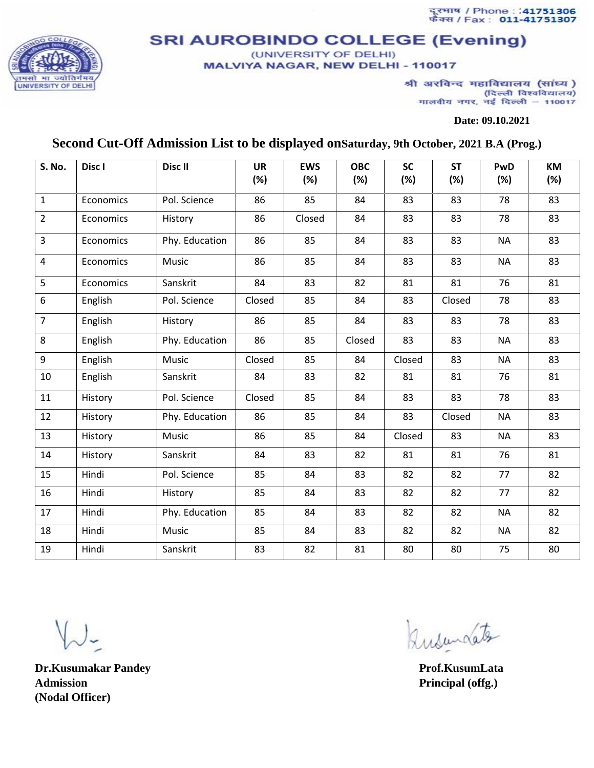दूरभाष / Phone : 41751306
फैक्स / Fax : 011-41751307

# SRI AUROBINDO COLLEGE (Evening)

(UNIVERSITY OF DELHI)
MALVIYA NAGAR, NEW DELHI - 110017

श्री अरविन्द महाविद्यालय (सांध्य)
(दिल्ली विश्वविद्यालय)
मालवीय नगर, नई दिल्ली – 110017

**Date: 09.10.2021**

## Second Cut-Off Admission List to be displayed on Saturday, 9th October, 2021 B.A (Prog.)

| S. No. | Disc I | Disc II | UR (%) | EWS (%) | OBC (%) | SC (%) | ST (%) | PwD (%) | KM (%) |
|---|---|---|---|---|---|---|---|---|---|
| 1 | Economics | Pol. Science | 86 | 85 | 84 | 83 | 83 | 78 | 83 |
| 2 | Economics | History | 86 | Closed | 84 | 83 | 83 | 78 | 83 |
| 3 | Economics | Phy. Education | 86 | 85 | 84 | 83 | 83 | NA | 83 |
| 4 | Economics | Music | 86 | 85 | 84 | 83 | 83 | NA | 83 |
| 5 | Economics | Sanskrit | 84 | 83 | 82 | 81 | 81 | 76 | 81 |
| 6 | English | Pol. Science | Closed | 85 | 84 | 83 | Closed | 78 | 83 |
| 7 | English | History | 86 | 85 | 84 | 83 | 83 | 78 | 83 |
| 8 | English | Phy. Education | 86 | 85 | Closed | 83 | 83 | NA | 83 |
| 9 | English | Music | Closed | 85 | 84 | Closed | 83 | NA | 83 |
| 10 | English | Sanskrit | 84 | 83 | 82 | 81 | 81 | 76 | 81 |
| 11 | History | Pol. Science | Closed | 85 | 84 | 83 | 83 | 78 | 83 |
| 12 | History | Phy. Education | 86 | 85 | 84 | 83 | Closed | NA | 83 |
| 13 | History | Music | 86 | 85 | 84 | Closed | 83 | NA | 83 |
| 14 | History | Sanskrit | 84 | 83 | 82 | 81 | 81 | 76 | 81 |
| 15 | Hindi | Pol. Science | 85 | 84 | 83 | 82 | 82 | 77 | 82 |
| 16 | Hindi | History | 85 | 84 | 83 | 82 | 82 | 77 | 82 |
| 17 | Hindi | Phy. Education | 85 | 84 | 83 | 82 | 82 | NA | 82 |
| 18 | Hindi | Music | 85 | 84 | 83 | 82 | 82 | NA | 82 |
| 19 | Hindi | Sanskrit | 83 | 82 | 81 | 80 | 80 | 75 | 80 |

**Dr.Kusumakar Pandey**
**Admission**
**(Nodal Officer)**

**Prof.KusumLata**
**Principal (offg.)**